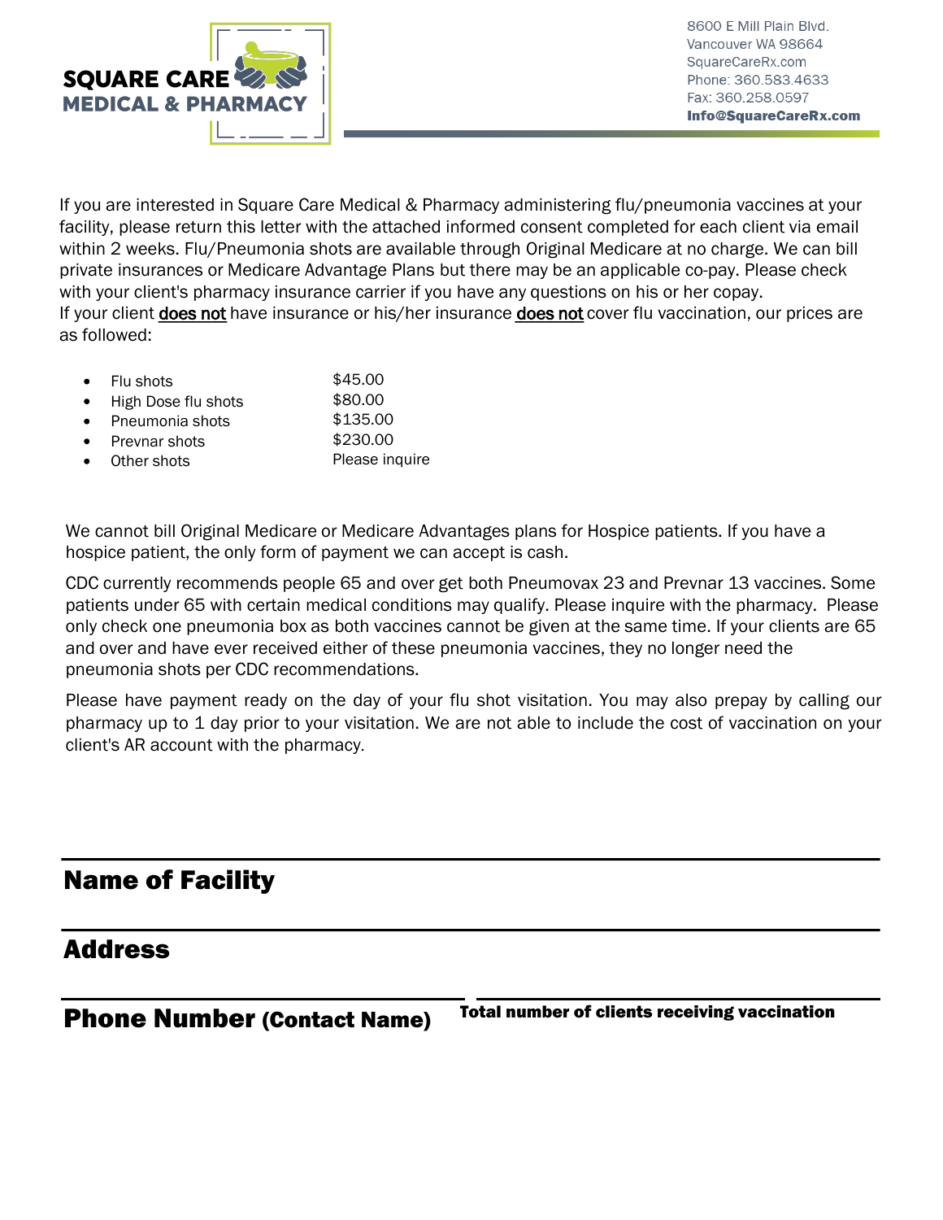# SQUARE CARE MEDICAL & PHARMACY

8600 E Mill Plain Blvd.
Vancouver WA 98664
SquareCareRx.com
Phone: 360.583.4633
Fax: 360.258.0597
**Info@SquareCareRx.com**

If you are interested in Square Care Medical & Pharmacy administering flu/pneumonia vaccines at your facility, please return this letter with the attached informed consent completed for each client via email within 2 weeks. Flu/Pneumonia shots are available through Original Medicare at no charge. We can bill private insurances or Medicare Advantage Plans but there may be an applicable co-pay. Please check with your client's pharmacy insurance carrier if you have any questions on his or her copay.
If your client <u>does not</u> have insurance or his/her insurance <u>does not</u> cover flu vaccination, our prices are as followed:

- Flu shots — $45.00
- High Dose flu shots — $80.00
- Pneumonia shots — $135.00
- Prevnar shots — $230.00
- Other shots — Please inquire

We cannot bill Original Medicare or Medicare Advantages plans for Hospice patients. If you have a hospice patient, the only form of payment we can accept is cash.

CDC currently recommends people 65 and over get both Pneumovax 23 and Prevnar 13 vaccines. Some patients under 65 with certain medical conditions may qualify. Please inquire with the pharmacy. Please only check one pneumonia box as both vaccines cannot be given at the same time. If your clients are 65 and over and have ever received either of these pneumonia vaccines, they no longer need the pneumonia shots per CDC recommendations.

Please have payment ready on the day of your flu shot visitation. You may also prepay by calling our pharmacy up to 1 day prior to your visitation. We are not able to include the cost of vaccination on your client's AR account with the pharmacy.

**Name of Facility** ______________________________

**Address** ______________________________

**Phone Number (Contact Name)** ______________________________

**Total number of clients receiving vaccination** ______________________________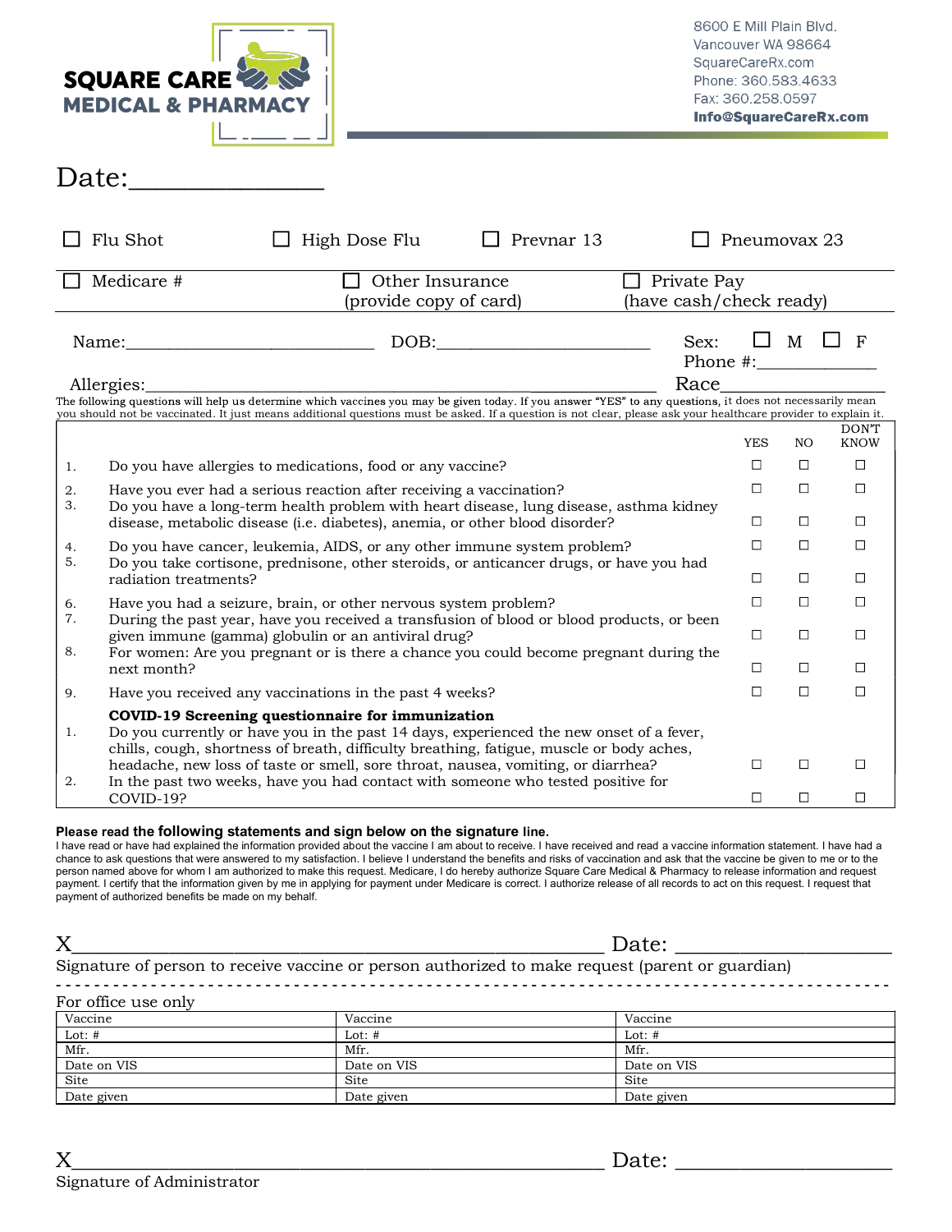**SQUARE CARE MEDICAL & PHARMACY**

8600 E Mill Plain Blvd.
Vancouver WA 98664
SquareCareRx.com
Phone: 360.583.4633
Fax: 360.258.0597
**Info@SquareCareRx.com**

Date:_______________

☐ Flu Shot ☐ High Dose Flu ☐ Prevnar 13 ☐ Pneumovax 23

☐ Medicare # ☐ Other Insurance (provide copy of card) ☐ Private Pay (have cash/check ready)

Name:____________________________ DOB:________________________ Sex: ☐ M ☐ F
Phone #:____________

Allergies:_____________________________________________________________ Race________________

The following questions will help us determine which vaccines you may be given today. If you answer "YES" to any questions, it does not necessarily mean you should not be vaccinated. It just means additional questions must be asked. If a question is not clear, please ask your healthcare provider to explain it.

| | | YES | NO | DON'T KNOW |
|---|---|---|---|---|
| 1. | Do you have allergies to medications, food or any vaccine? | ☐ | ☐ | ☐ |
| 2. | Have you ever had a serious reaction after receiving a vaccination? | ☐ | ☐ | ☐ |
| 3. | Do you have a long-term health problem with heart disease, lung disease, asthma kidney disease, metabolic disease (i.e. diabetes), anemia, or other blood disorder? | ☐ | ☐ | ☐ |
| 4. | Do you have cancer, leukemia, AIDS, or any other immune system problem? | ☐ | ☐ | ☐ |
| 5. | Do you take cortisone, prednisone, other steroids, or anticancer drugs, or have you had radiation treatments? | ☐ | ☐ | ☐ |
| 6. | Have you had a seizure, brain, or other nervous system problem? | ☐ | ☐ | ☐ |
| 7. | During the past year, have you received a transfusion of blood or blood products, or been given immune (gamma) globulin or an antiviral drug? | ☐ | ☐ | ☐ |
| 8. | For women: Are you pregnant or is there a chance you could become pregnant during the next month? | ☐ | ☐ | ☐ |
| 9. | Have you received any vaccinations in the past 4 weeks? | ☐ | ☐ | ☐ |
| | **COVID-19 Screening questionnaire for immunization** | | | |
| 1. | Do you currently or have you in the past 14 days, experienced the new onset of a fever, chills, cough, shortness of breath, difficulty breathing, fatigue, muscle or body aches, headache, new loss of taste or smell, sore throat, nausea, vomiting, or diarrhea? | ☐ | ☐ | ☐ |
| 2. | In the past two weeks, have you had contact with someone who tested positive for COVID-19? | ☐ | ☐ | ☐ |

**Please read the following statements and sign below on the signature line.**

I have read or have had explained the information provided about the vaccine I am about to receive. I have received and read a vaccine information statement. I have had a chance to ask questions that were answered to my satisfaction. I believe I understand the benefits and risks of vaccination and ask that the vaccine be given to me or to the person named above for whom I am authorized to make this request. Medicare, I do hereby authorize Square Care Medical & Pharmacy to release information and request payment. I certify that the information given by me in applying for payment under Medicare is correct. I authorize release of all records to act on this request. I request that payment of authorized benefits be made on my behalf.

X_______________________________________________ Date: ___________________

Signature of person to receive vaccine or person authorized to make request (parent or guardian)

For office use only

| Vaccine | Vaccine | Vaccine |
|---|---|---|
| Lot: # | Lot: # | Lot: # |
| Mfr. | Mfr. | Mfr. |
| Date on VIS | Date on VIS | Date on VIS |
| Site | Site | Site |
| Date given | Date given | Date given |

X_______________________________________________ Date: ___________________

Signature of Administrator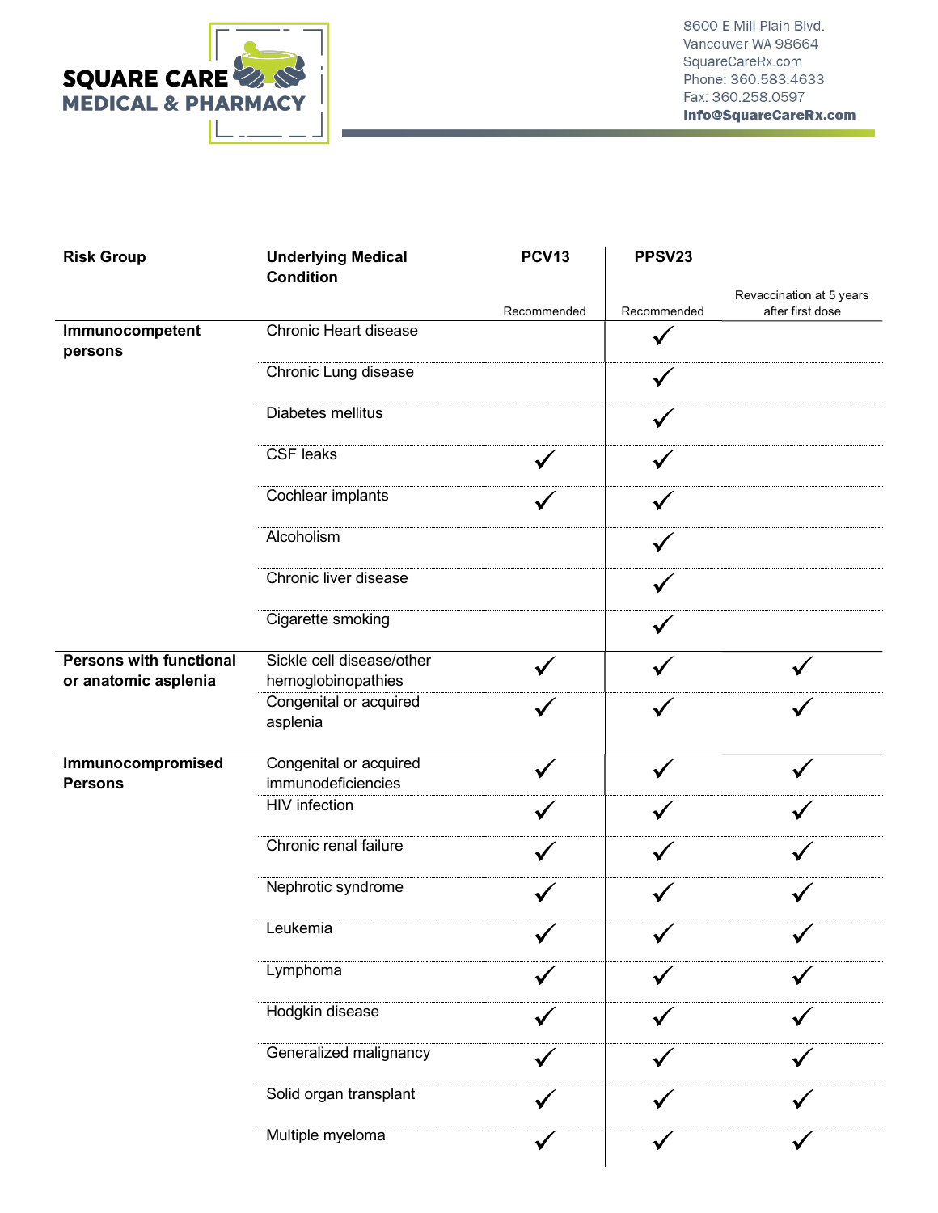SQUARE CARE
MEDICAL & PHARMACY

8600 E Mill Plain Blvd.
Vancouver WA 98664
SquareCareRx.com
Phone: 360.583.4633
Fax: 360.258.0597
**Info@SquareCareRx.com**

| Risk Group | Underlying Medical Condition | PCV13 | PPSV23 | |
|---|---|---|---|---|
| | | Recommended | Recommended | Revaccination at 5 years after first dose |
| **Immunocompetent persons** | Chronic Heart disease | | ✓ | |
| | Chronic Lung disease | | ✓ | |
| | Diabetes mellitus | | ✓ | |
| | CSF leaks | ✓ | ✓ | |
| | Cochlear implants | ✓ | ✓ | |
| | Alcoholism | | ✓ | |
| | Chronic liver disease | | ✓ | |
| | Cigarette smoking | | ✓ | |
| **Persons with functional or anatomic asplenia** | Sickle cell disease/other hemoglobinopathies | ✓ | ✓ | ✓ |
| | Congenital or acquired asplenia | ✓ | ✓ | ✓ |
| **Immunocompromised Persons** | Congenital or acquired immunodeficiencies | ✓ | ✓ | ✓ |
| | HIV infection | ✓ | ✓ | ✓ |
| | Chronic renal failure | ✓ | ✓ | ✓ |
| | Nephrotic syndrome | ✓ | ✓ | ✓ |
| | Leukemia | ✓ | ✓ | ✓ |
| | Lymphoma | ✓ | ✓ | ✓ |
| | Hodgkin disease | ✓ | ✓ | ✓ |
| | Generalized malignancy | ✓ | ✓ | ✓ |
| | Solid organ transplant | ✓ | ✓ | ✓ |
| | Multiple myeloma | ✓ | ✓ | ✓ |